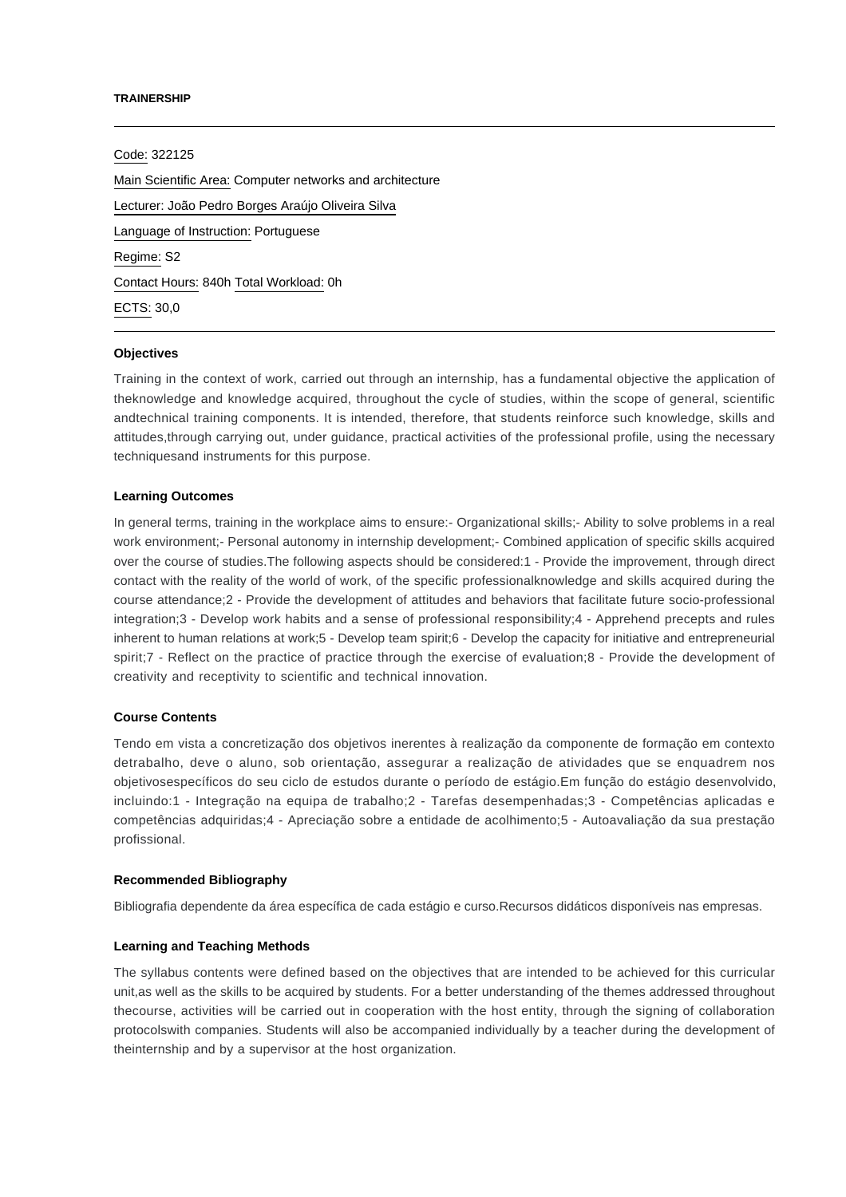**TRAINERSHIP**

---

Code: 322125

Main Scientific Area: Computer networks and architecture

Lecturer: João Pedro Borges Araújo Oliveira Silva

Language of Instruction: Portuguese

Regime: S2

Contact Hours: 840h Total Workload: 0h

ECTS: 30,0

---

**Objectives**

Training in the context of work, carried out through an internship, has a fundamental objective the application of theknowledge and knowledge acquired, throughout the cycle of studies, within the scope of general, scientific andtechnical training components. It is intended, therefore, that students reinforce such knowledge, skills and attitudes,through carrying out, under guidance, practical activities of the professional profile, using the necessary techniquesand instruments for this purpose.

**Learning Outcomes**

In general terms, training in the workplace aims to ensure:- Organizational skills;- Ability to solve problems in a real work environment;- Personal autonomy in internship development;- Combined application of specific skills acquired over the course of studies.The following aspects should be considered:1 - Provide the improvement, through direct contact with the reality of the world of work, of the specific professionalknowledge and skills acquired during the course attendance;2 - Provide the development of attitudes and behaviors that facilitate future socio-professional integration;3 - Develop work habits and a sense of professional responsibility;4 - Apprehend precepts and rules inherent to human relations at work;5 - Develop team spirit;6 - Develop the capacity for initiative and entrepreneurial spirit;7 - Reflect on the practice of practice through the exercise of evaluation;8 - Provide the development of creativity and receptivity to scientific and technical innovation.

**Course Contents**

Tendo em vista a concretização dos objetivos inerentes à realização da componente de formação em contexto detrabalho, deve o aluno, sob orientação, assegurar a realização de atividades que se enquadrem nos objetivosespecíficos do seu ciclo de estudos durante o período de estágio.Em função do estágio desenvolvido, incluindo:1 - Integração na equipa de trabalho;2 - Tarefas desempenhadas;3 - Competências aplicadas e competências adquiridas;4 - Apreciação sobre a entidade de acolhimento;5 - Autoavaliação da sua prestação profissional.

**Recommended Bibliography**

Bibliografia dependente da área específica de cada estágio e curso.Recursos didáticos disponíveis nas empresas.

**Learning and Teaching Methods**

The syllabus contents were defined based on the objectives that are intended to be achieved for this curricular unit,as well as the skills to be acquired by students. For a better understanding of the themes addressed throughout thecourse, activities will be carried out in cooperation with the host entity, through the signing of collaboration protocolswith companies. Students will also be accompanied individually by a teacher during the development of theinternship and by a supervisor at the host organization.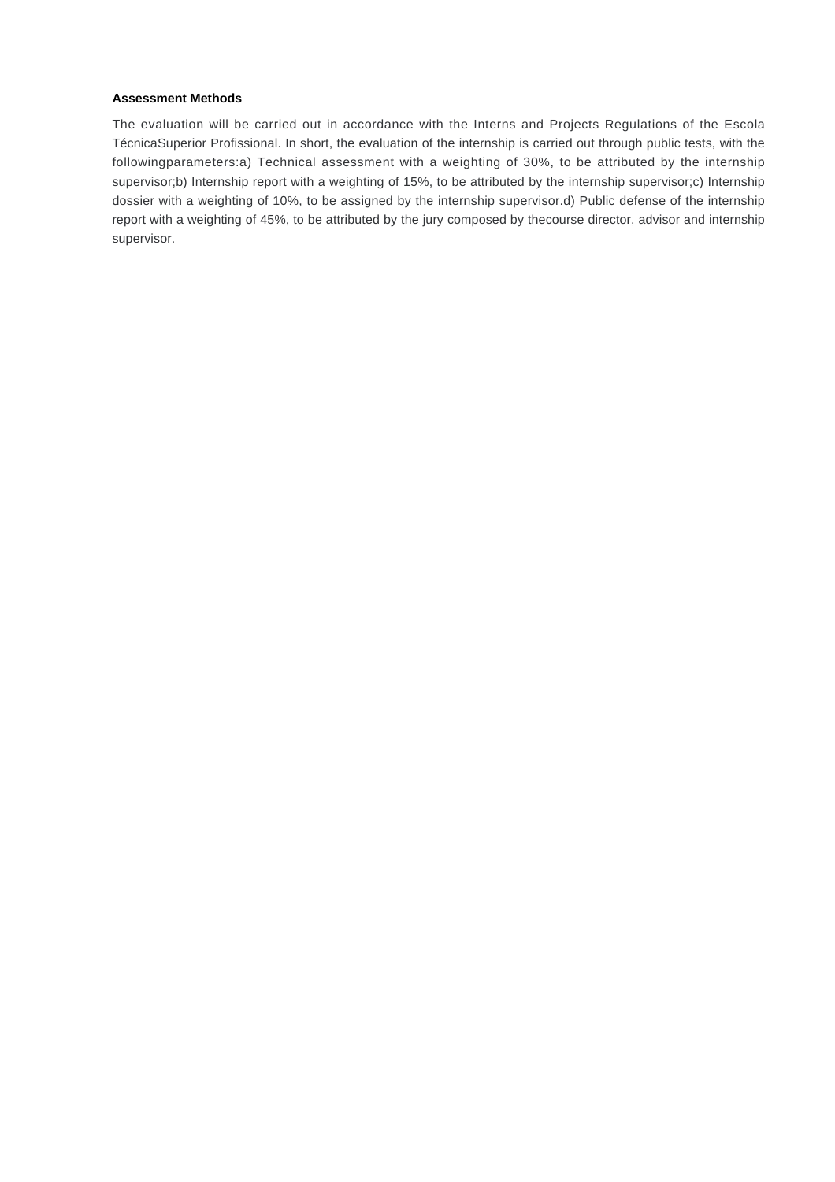**Assessment Methods**

The evaluation will be carried out in accordance with the Interns and Projects Regulations of the Escola TécnicaSuperior Profissional. In short, the evaluation of the internship is carried out through public tests, with the followingparameters:a) Technical assessment with a weighting of 30%, to be attributed by the internship supervisor;b) Internship report with a weighting of 15%, to be attributed by the internship supervisor;c) Internship dossier with a weighting of 10%, to be assigned by the internship supervisor.d) Public defense of the internship report with a weighting of 45%, to be attributed by the jury composed by thecourse director, advisor and internship supervisor.